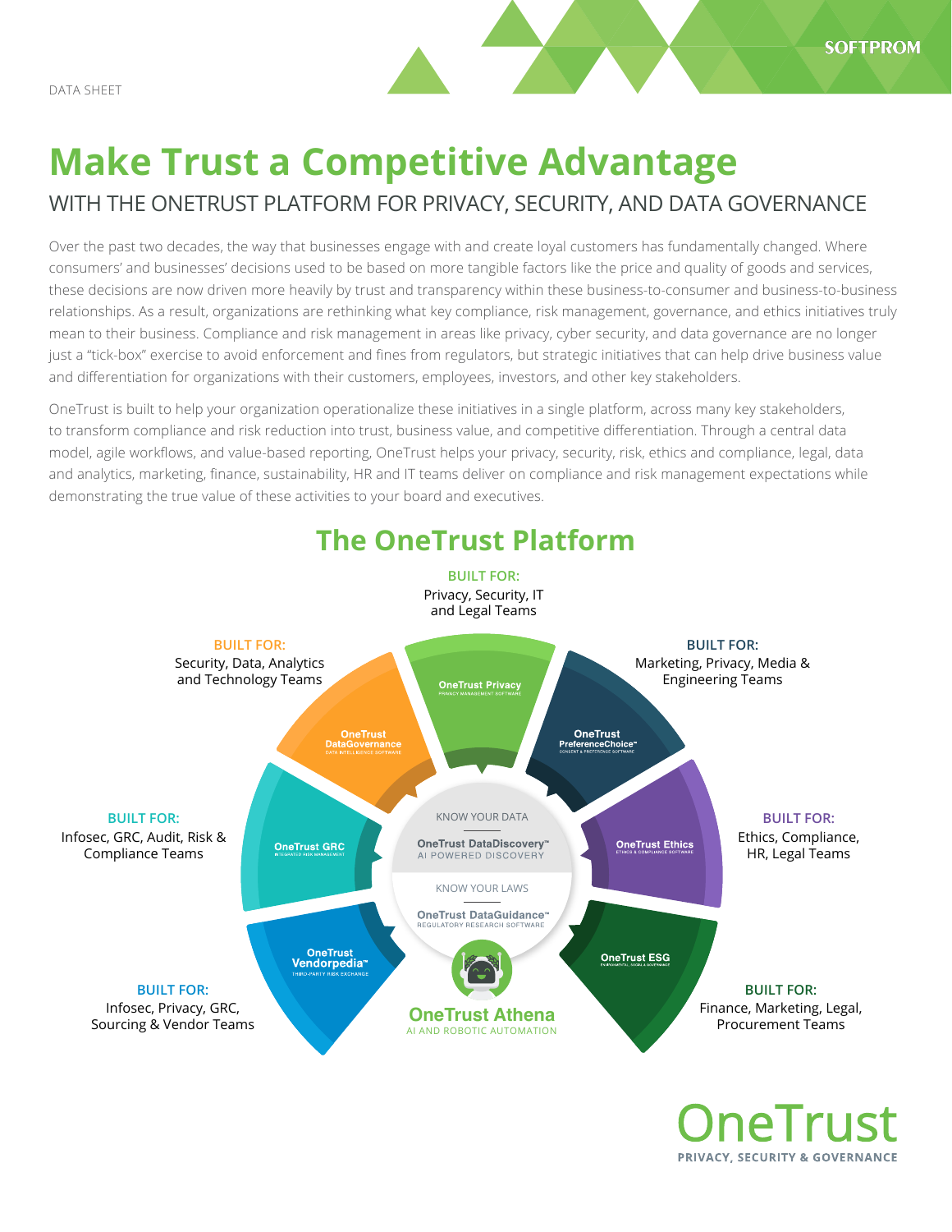DATA SHEET

# Make Trust a Competitive Advantage

## WITH THE ONETRUST PLATFORM FOR PRIVACY, SECURITY, AND DATA GOVERNANCE

Over the past two decades, the way that businesses engage with and create loyal customers has fundamentally changed. Where consumers' and businesses' decisions used to be based on more tangible factors like the price and quality of goods and services, these decisions are now driven more heavily by trust and transparency within these business-to-consumer and business-to-business relationships. As a result, organizations are rethinking what key compliance, risk management, governance, and ethics initiatives truly mean to their business. Compliance and risk management in areas like privacy, cyber security, and data governance are no longer just a "tick-box" exercise to avoid enforcement and fines from regulators, but strategic initiatives that can help drive business value and differentiation for organizations with their customers, employees, investors, and other key stakeholders.

OneTrust is built to help your organization operationalize these initiatives in a single platform, across many key stakeholders, to transform compliance and risk reduction into trust, business value, and competitive differentiation. Through a central data model, agile workflows, and value-based reporting, OneTrust helps your privacy, security, risk, ethics and compliance, legal, data and analytics, marketing, finance, sustainability, HR and IT teams deliver on compliance and risk management expectations while demonstrating the true value of these activities to your board and executives.

## The OneTrust Platform

**OneTrust Privacy** (Privacy Management Software)
BUILT FOR: Privacy, Security, IT and Legal Teams

**OneTrust PreferenceChoice™** (Consent & Preference Software)
BUILT FOR: Marketing, Privacy, Media & Engineering Teams

**OneTrust Ethics** (Ethics & Compliance Software)
BUILT FOR: Ethics, Compliance, HR, Legal Teams

**OneTrust ESG** (Environmental, Social & Governance)
BUILT FOR: Finance, Marketing, Legal, Procurement Teams

**OneTrust Vendorpedia™** (Third-Party Risk Exchange)
BUILT FOR: Infosec, Privacy, GRC, Sourcing & Vendor Teams

**OneTrust GRC** (Integrated Risk Management)
BUILT FOR: Infosec, GRC, Audit, Risk & Compliance Teams

**OneTrust DataGovernance** (Data Intelligence Software)
BUILT FOR: Security, Data, Analytics and Technology Teams

KNOW YOUR DATA — **OneTrust DataDiscovery™** (AI Powered Discovery)

KNOW YOUR LAWS — **OneTrust DataGuidance™** (Regulatory Research Software)

**OneTrust Athena** — AI AND ROBOTIC AUTOMATION

OneTrust
PRIVACY, SECURITY & GOVERNANCE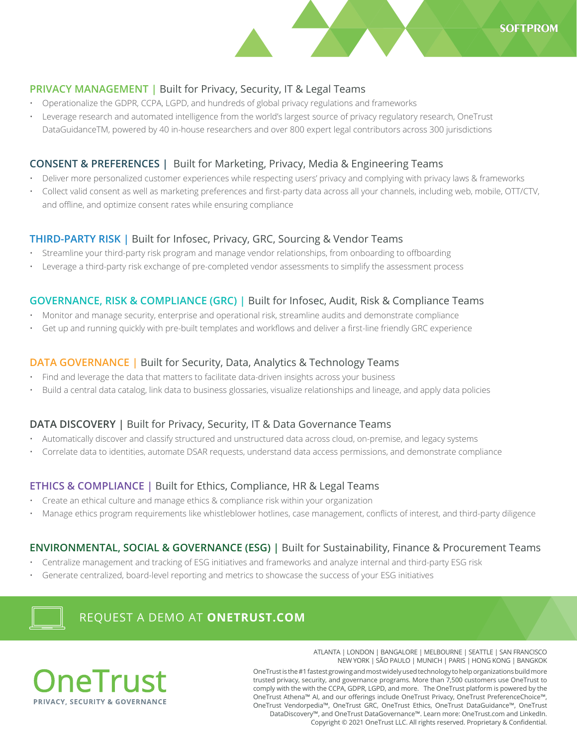## PRIVACY MANAGEMENT | Built for Privacy, Security, IT & Legal Teams

- Operationalize the GDPR, CCPA, LGPD, and hundreds of global privacy regulations and frameworks
- Leverage research and automated intelligence from the world's largest source of privacy regulatory research, OneTrust DataGuidanceTM, powered by 40 in-house researchers and over 800 expert legal contributors across 300 jurisdictions

## CONSENT & PREFERENCES | Built for Marketing, Privacy, Media & Engineering Teams

- Deliver more personalized customer experiences while respecting users' privacy and complying with privacy laws & frameworks
- Collect valid consent as well as marketing preferences and first-party data across all your channels, including web, mobile, OTT/CTV, and offline, and optimize consent rates while ensuring compliance

## THIRD-PARTY RISK | Built for Infosec, Privacy, GRC, Sourcing & Vendor Teams

- Streamline your third-party risk program and manage vendor relationships, from onboarding to offboarding
- Leverage a third-party risk exchange of pre-completed vendor assessments to simplify the assessment process

## GOVERNANCE, RISK & COMPLIANCE (GRC) | Built for Infosec, Audit, Risk & Compliance Teams

- Monitor and manage security, enterprise and operational risk, streamline audits and demonstrate compliance
- Get up and running quickly with pre-built templates and workflows and deliver a first-line friendly GRC experience

## DATA GOVERNANCE | Built for Security, Data, Analytics & Technology Teams

- Find and leverage the data that matters to facilitate data-driven insights across your business
- Build a central data catalog, link data to business glossaries, visualize relationships and lineage, and apply data policies

## DATA DISCOVERY | Built for Privacy, Security, IT & Data Governance Teams

- Automatically discover and classify structured and unstructured data across cloud, on-premise, and legacy systems
- Correlate data to identities, automate DSAR requests, understand data access permissions, and demonstrate compliance

## ETHICS & COMPLIANCE | Built for Ethics, Compliance, HR & Legal Teams

- Create an ethical culture and manage ethics & compliance risk within your organization
- Manage ethics program requirements like whistleblower hotlines, case management, conflicts of interest, and third-party diligence

## ENVIRONMENTAL, SOCIAL & GOVERNANCE (ESG) | Built for Sustainability, Finance & Procurement Teams

- Centralize management and tracking of ESG initiatives and frameworks and analyze internal and third-party ESG risk
- Generate centralized, board-level reporting and metrics to showcase the success of your ESG initiatives

REQUEST A DEMO AT **ONETRUST.COM**

OneTrust
PRIVACY, SECURITY & GOVERNANCE

ATLANTA | LONDON | BANGALORE | MELBOURNE | SEATTLE | SAN FRANCISCO
NEW YORK | SÃO PAULO | MUNICH | PARIS | HONG KONG | BANGKOK

OneTrust is the #1 fastest growing and most widely used technology to help organizations build more trusted privacy, security, and governance programs. More than 7,500 customers use OneTrust to comply with the with the CCPA, GDPR, LGPD, and more. The OneTrust platform is powered by the OneTrust Athena™ AI, and our offerings include OneTrust Privacy, OneTrust PreferenceChoice™, OneTrust Vendorpedia™, OneTrust GRC, OneTrust Ethics, OneTrust DataGuidance™, OneTrust DataDiscovery™, and OneTrust DataGovernance™. Learn more: OneTrust.com and LinkedIn.
Copyright © 2021 OneTrust LLC. All rights reserved. Proprietary & Confidential.